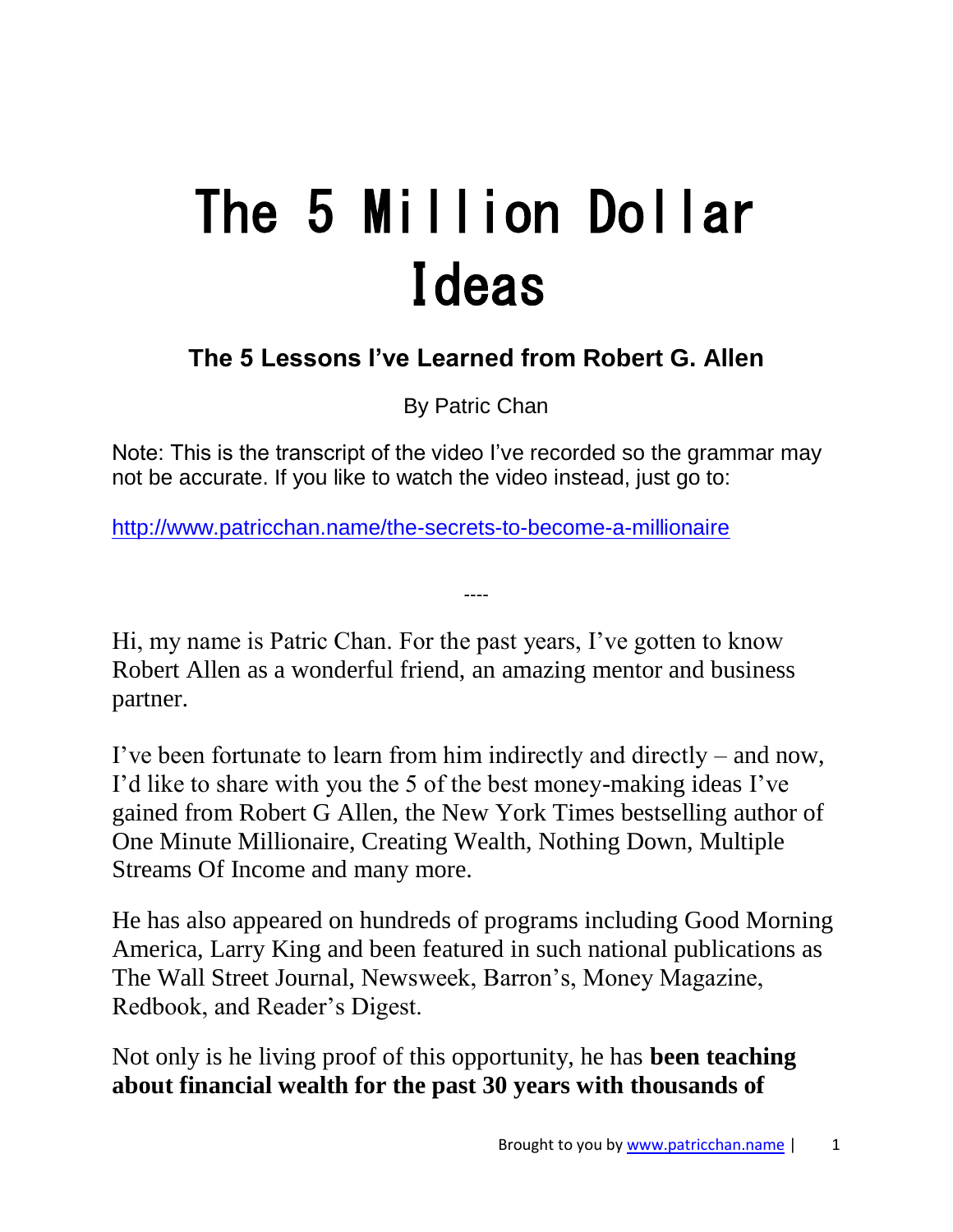# The 5 Million Dollar Ideas

## The 5 Lessons I've Learned from Robert G. Allen

By Patric Chan

Note: This is the transcript of the video I've recorded so the grammar may not be accurate. If you like to watch the video instead, just go to:

http://www.patricchan.name/the-secrets-to-become-a-millionaire

----

Hi, my name is Patric Chan. For the past years, I've gotten to know Robert Allen as a wonderful friend, an amazing mentor and business partner.

I've been fortunate to learn from him indirectly and directly – and now, I'd like to share with you the 5 of the best money-making ideas I've gained from Robert G Allen, the New York Times bestselling author of One Minute Millionaire, Creating Wealth, Nothing Down, Multiple Streams Of Income and many more.

He has also appeared on hundreds of programs including Good Morning America, Larry King and been featured in such national publications as The Wall Street Journal, Newsweek, Barron's, Money Magazine, Redbook, and Reader's Digest.

Not only is he living proof of this opportunity, he has **been teaching about financial wealth for the past 30 years with thousands of**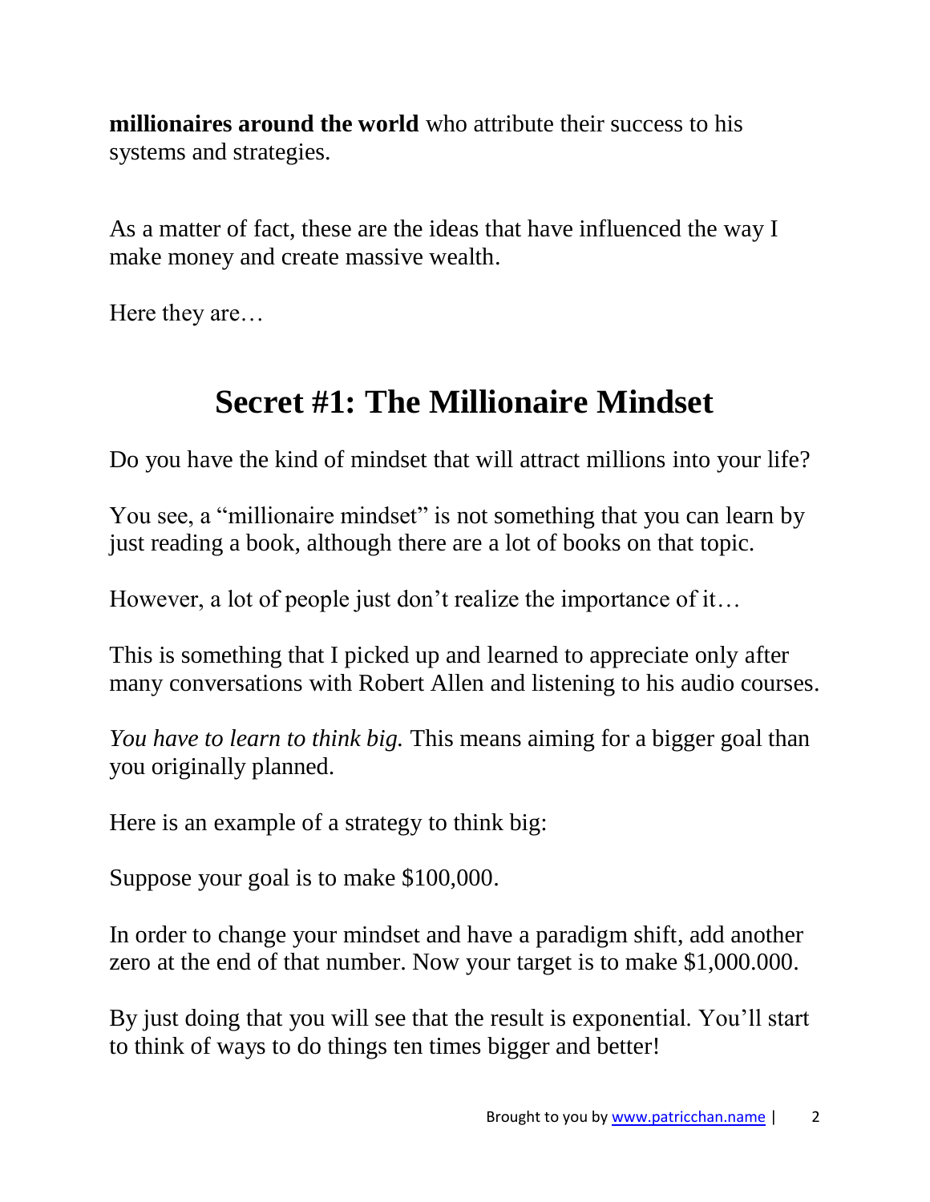**millionaires around the world** who attribute their success to his systems and strategies.

As a matter of fact, these are the ideas that have influenced the way I make money and create massive wealth.

Here they are…

## Secret #1: The Millionaire Mindset

Do you have the kind of mindset that will attract millions into your life?

You see, a "millionaire mindset" is not something that you can learn by just reading a book, although there are a lot of books on that topic.

However, a lot of people just don't realize the importance of it…

This is something that I picked up and learned to appreciate only after many conversations with Robert Allen and listening to his audio courses.

*You have to learn to think big.* This means aiming for a bigger goal than you originally planned.

Here is an example of a strategy to think big:

Suppose your goal is to make $100,000.

In order to change your mindset and have a paradigm shift, add another zero at the end of that number. Now your target is to make $1,000.000.

By just doing that you will see that the result is exponential. You'll start to think of ways to do things ten times bigger and better!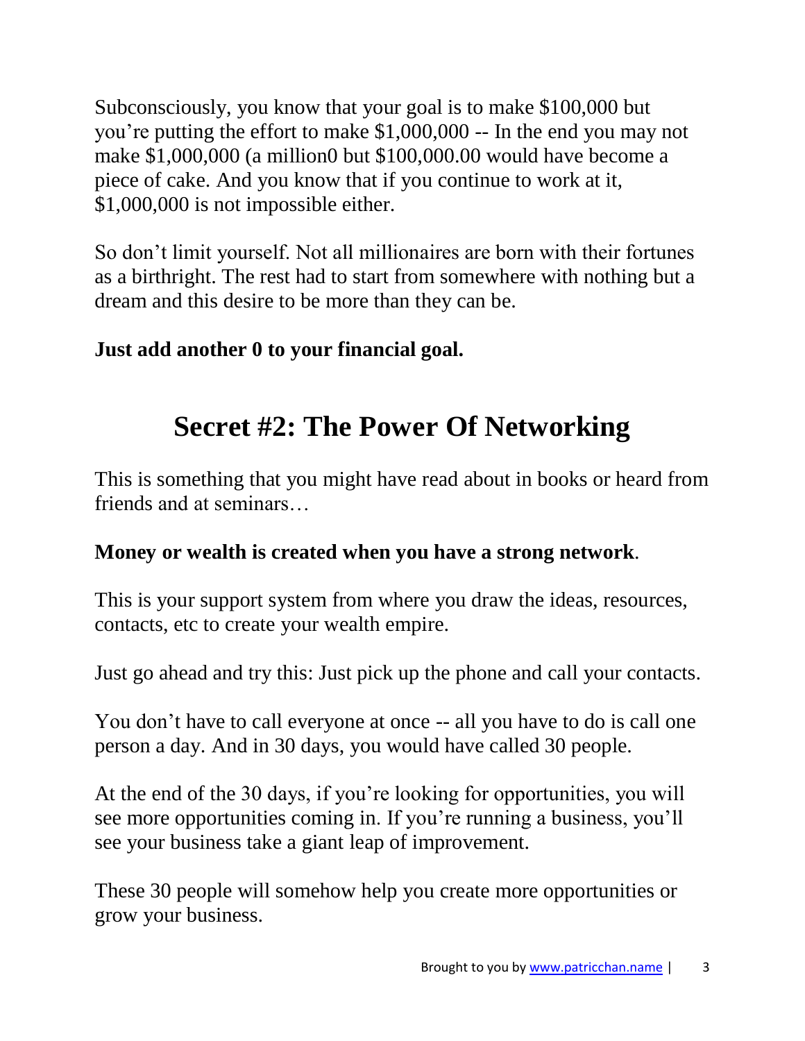Subconsciously, you know that your goal is to make $100,000 but you're putting the effort to make $1,000,000 -- In the end you may not make $1,000,000 (a million0 but $100,000.00 would have become a piece of cake. And you know that if you continue to work at it, $1,000,000 is not impossible either.

So don't limit yourself. Not all millionaires are born with their fortunes as a birthright. The rest had to start from somewhere with nothing but a dream and this desire to be more than they can be.

**Just add another 0 to your financial goal.**

# Secret #2: The Power Of Networking

This is something that you might have read about in books or heard from friends and at seminars…

**Money or wealth is created when you have a strong network**.

This is your support system from where you draw the ideas, resources, contacts, etc to create your wealth empire.

Just go ahead and try this: Just pick up the phone and call your contacts.

You don't have to call everyone at once -- all you have to do is call one person a day. And in 30 days, you would have called 30 people.

At the end of the 30 days, if you're looking for opportunities, you will see more opportunities coming in. If you're running a business, you'll see your business take a giant leap of improvement.

These 30 people will somehow help you create more opportunities or grow your business.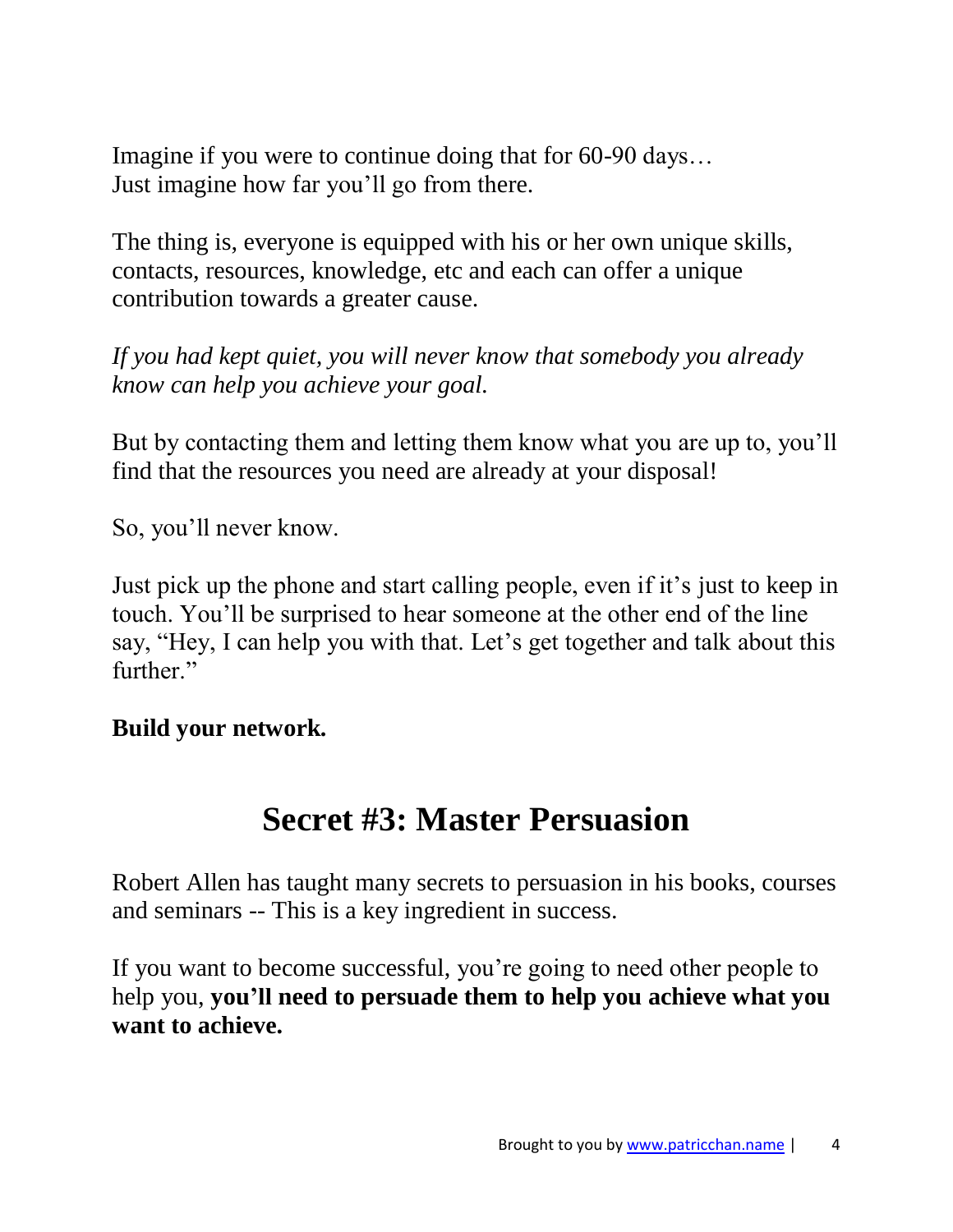Imagine if you were to continue doing that for 60-90 days…
Just imagine how far you'll go from there.

The thing is, everyone is equipped with his or her own unique skills, contacts, resources, knowledge, etc and each can offer a unique contribution towards a greater cause.

*If you had kept quiet, you will never know that somebody you already know can help you achieve your goal.*

But by contacting them and letting them know what you are up to, you'll find that the resources you need are already at your disposal!

So, you'll never know.

Just pick up the phone and start calling people, even if it's just to keep in touch. You'll be surprised to hear someone at the other end of the line say, "Hey, I can help you with that. Let's get together and talk about this further."

**Build your network.**

# Secret #3: Master Persuasion

Robert Allen has taught many secrets to persuasion in his books, courses and seminars -- This is a key ingredient in success.

If you want to become successful, you're going to need other people to help you, **you'll need to persuade them to help you achieve what you want to achieve.**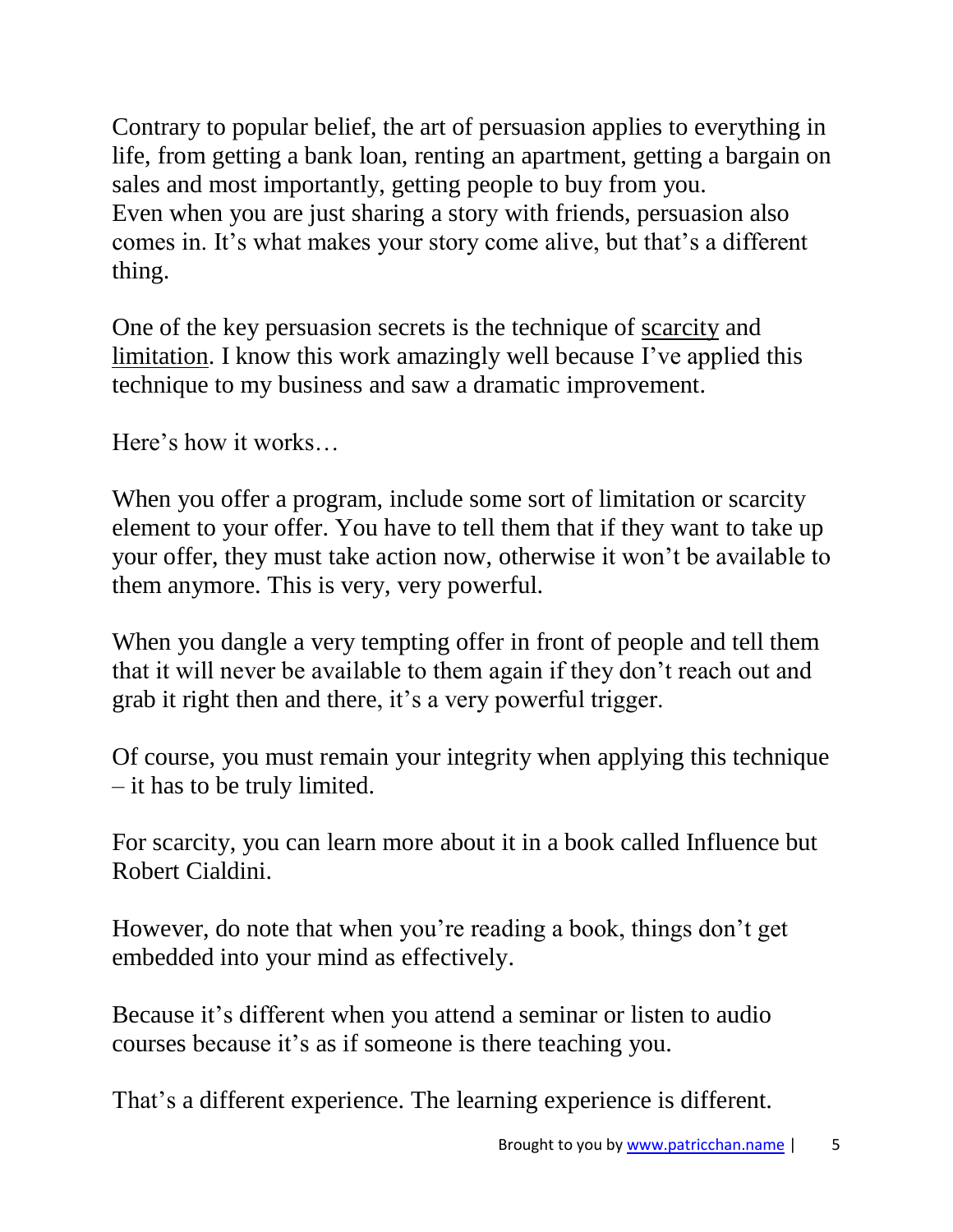Contrary to popular belief, the art of persuasion applies to everything in life, from getting a bank loan, renting an apartment, getting a bargain on sales and most importantly, getting people to buy from you.
Even when you are just sharing a story with friends, persuasion also comes in. It's what makes your story come alive, but that's a different thing.

One of the key persuasion secrets is the technique of <u>scarcity</u> and <u>limitation</u>. I know this work amazingly well because I've applied this technique to my business and saw a dramatic improvement.

Here's how it works…

When you offer a program, include some sort of limitation or scarcity element to your offer. You have to tell them that if they want to take up your offer, they must take action now, otherwise it won't be available to them anymore. This is very, very powerful.

When you dangle a very tempting offer in front of people and tell them that it will never be available to them again if they don't reach out and grab it right then and there, it's a very powerful trigger.

Of course, you must remain your integrity when applying this technique – it has to be truly limited.

For scarcity, you can learn more about it in a book called Influence but Robert Cialdini.

However, do note that when you're reading a book, things don't get embedded into your mind as effectively.

Because it's different when you attend a seminar or listen to audio courses because it's as if someone is there teaching you.

That's a different experience. The learning experience is different.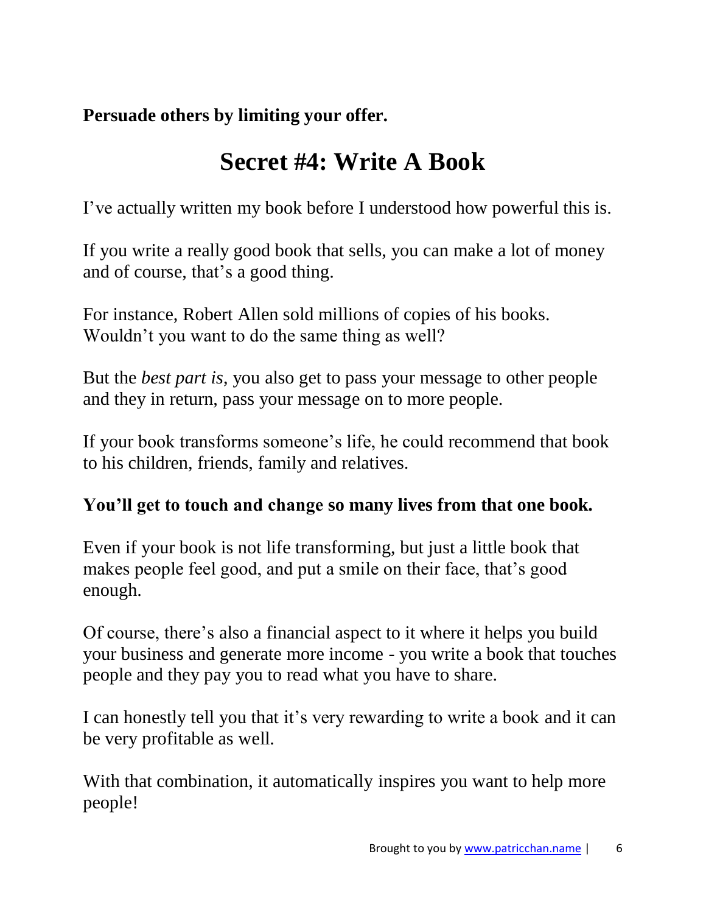**Persuade others by limiting your offer.**

## Secret #4: Write A Book

I've actually written my book before I understood how powerful this is.

If you write a really good book that sells, you can make a lot of money and of course, that's a good thing.

For instance, Robert Allen sold millions of copies of his books. Wouldn't you want to do the same thing as well?

But the *best part is,* you also get to pass your message to other people and they in return, pass your message on to more people.

If your book transforms someone's life, he could recommend that book to his children, friends, family and relatives.

**You'll get to touch and change so many lives from that one book.**

Even if your book is not life transforming, but just a little book that makes people feel good, and put a smile on their face, that's good enough.

Of course, there's also a financial aspect to it where it helps you build your business and generate more income - you write a book that touches people and they pay you to read what you have to share.

I can honestly tell you that it's very rewarding to write a book and it can be very profitable as well.

With that combination, it automatically inspires you want to help more people!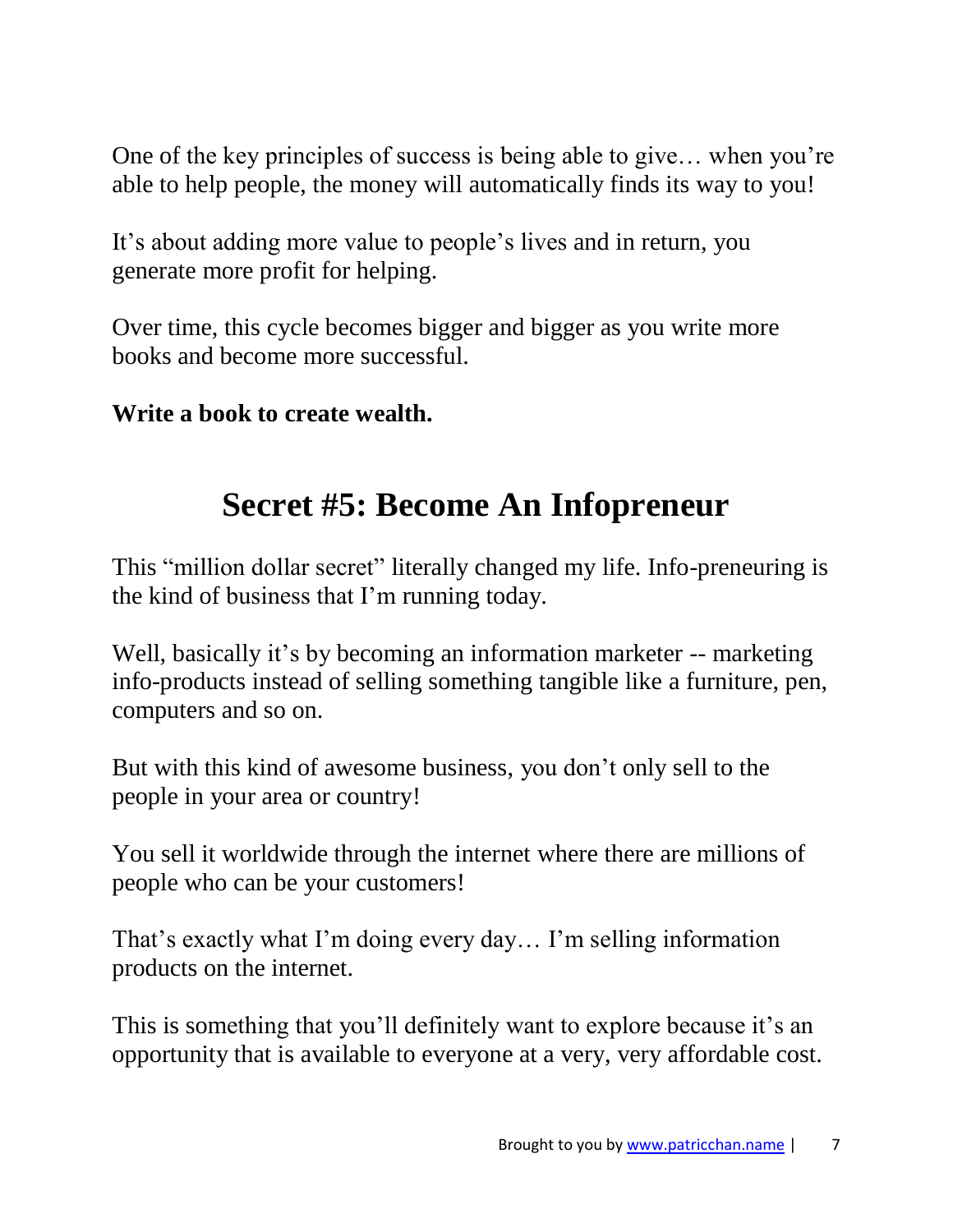One of the key principles of success is being able to give… when you're able to help people, the money will automatically finds its way to you!

It's about adding more value to people's lives and in return, you generate more profit for helping.

Over time, this cycle becomes bigger and bigger as you write more books and become more successful.

**Write a book to create wealth.**

## Secret #5: Become An Infopreneur

This "million dollar secret" literally changed my life. Info-preneuring is the kind of business that I'm running today.

Well, basically it's by becoming an information marketer -- marketing info-products instead of selling something tangible like a furniture, pen, computers and so on.

But with this kind of awesome business, you don't only sell to the people in your area or country!

You sell it worldwide through the internet where there are millions of people who can be your customers!

That's exactly what I'm doing every day… I'm selling information products on the internet.

This is something that you'll definitely want to explore because it's an opportunity that is available to everyone at a very, very affordable cost.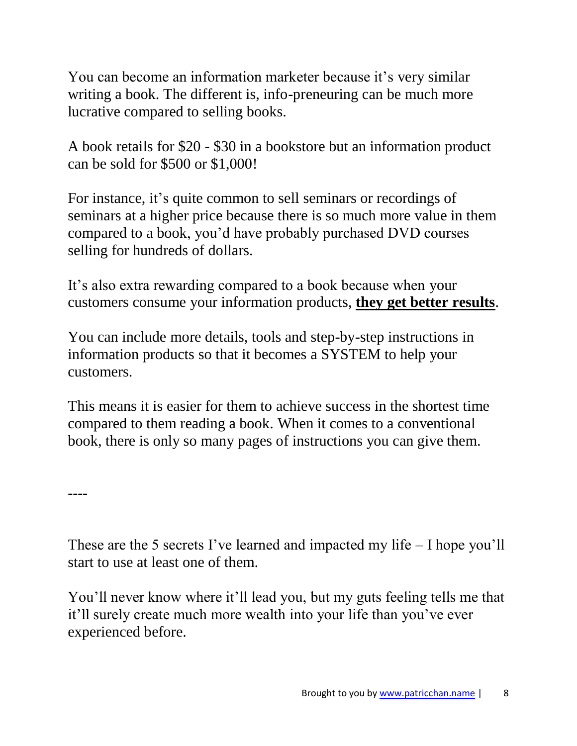You can become an information marketer because it's very similar writing a book. The different is, info-preneuring can be much more lucrative compared to selling books.

A book retails for $20 - $30 in a bookstore but an information product can be sold for $500 or $1,000!

For instance, it's quite common to sell seminars or recordings of seminars at a higher price because there is so much more value in them compared to a book, you'd have probably purchased DVD courses selling for hundreds of dollars.

It's also extra rewarding compared to a book because when your customers consume your information products, **they get better results**.

You can include more details, tools and step-by-step instructions in information products so that it becomes a SYSTEM to help your customers.

This means it is easier for them to achieve success in the shortest time compared to them reading a book. When it comes to a conventional book, there is only so many pages of instructions you can give them.

----

These are the 5 secrets I've learned and impacted my life – I hope you'll start to use at least one of them.

You'll never know where it'll lead you, but my guts feeling tells me that it'll surely create much more wealth into your life than you've ever experienced before.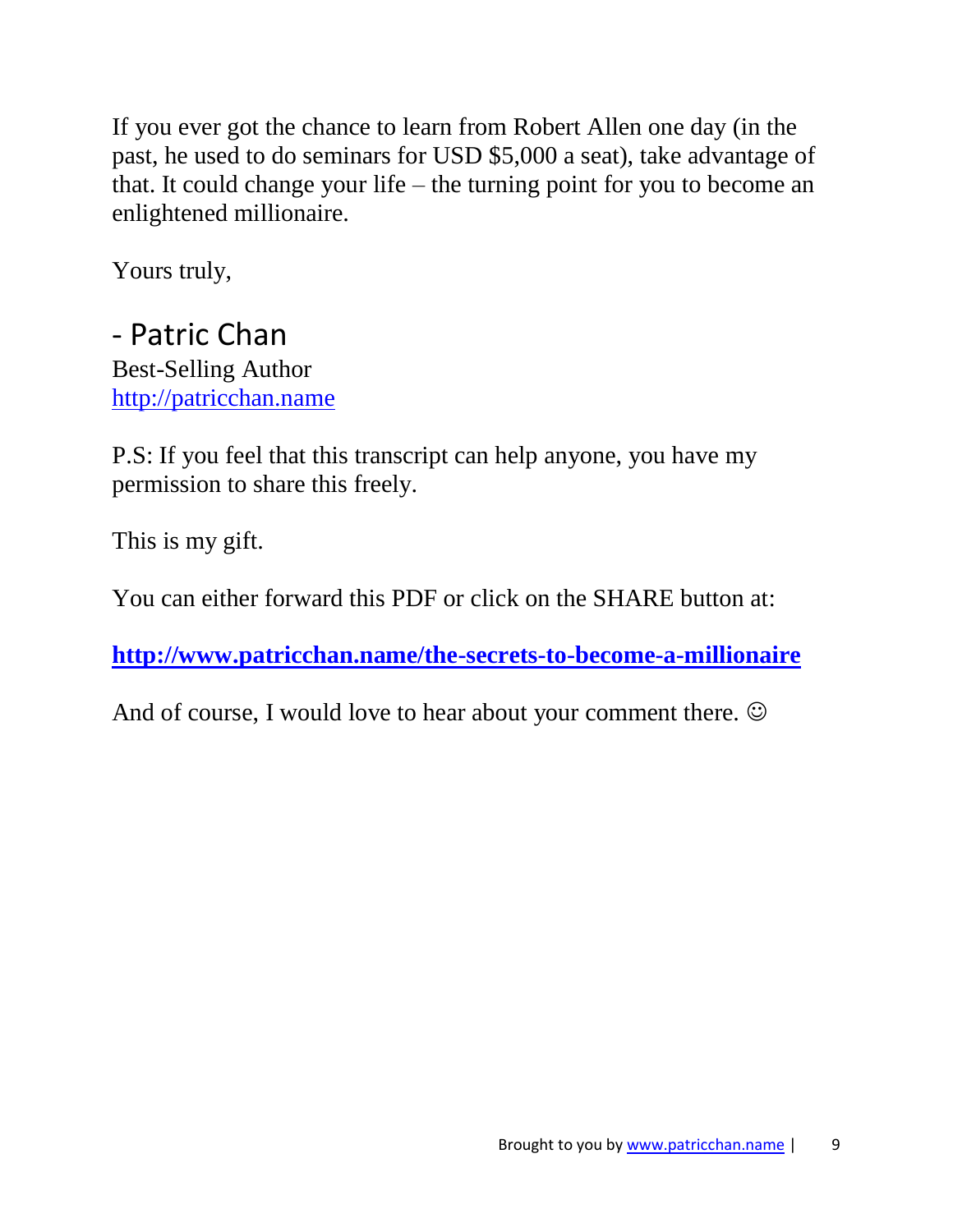If you ever got the chance to learn from Robert Allen one day (in the past, he used to do seminars for USD $5,000 a seat), take advantage of that. It could change your life – the turning point for you to become an enlightened millionaire.

Yours truly,

- Patric Chan

Best-Selling Author
[http://patricchan.name](http://patricchan.name)

P.S: If you feel that this transcript can help anyone, you have my permission to share this freely.

This is my gift.

You can either forward this PDF or click on the SHARE button at:

**[http://www.patricchan.name/the-secrets-to-become-a-millionaire](http://www.patricchan.name/the-secrets-to-become-a-millionaire)**

And of course, I would love to hear about your comment there. ☺